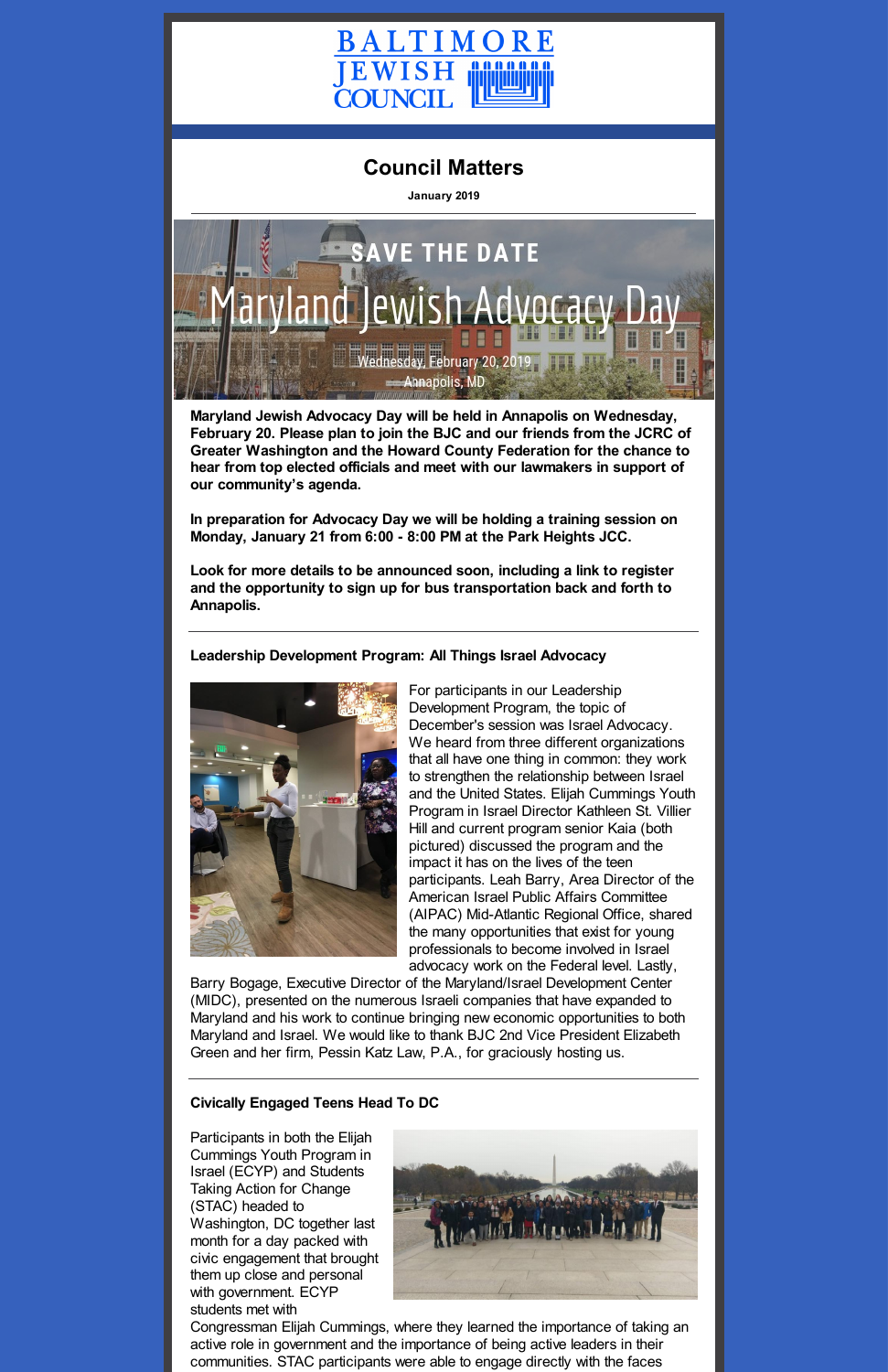BALTIMORE JEWISH COUNCIL

# Council Matters

**January 2019**

SAVE THE DATE

Maryland Jewish Advocacy Day

Wednesday, February 20, 2019
Annapolis, MD

**Maryland Jewish Advocacy Day will be held in Annapolis on Wednesday, February 20. Please plan to join the BJC and our friends from the JCRC of Greater Washington and the Howard County Federation for the chance to hear from top elected officials and meet with our lawmakers in support of our community's agenda.**

**In preparation for Advocacy Day we will be holding a training session on Monday, January 21 from 6:00 - 8:00 PM at the Park Heights JCC.**

**Look for more details to be announced soon, including a link to register and the opportunity to sign up for bus transportation back and forth to Annapolis.**

---

### Leadership Development Program: All Things Israel Advocacy

For participants in our Leadership Development Program, the topic of December's session was Israel Advocacy. We heard from three different organizations that all have one thing in common: they work to strengthen the relationship between Israel and the United States. Elijah Cummings Youth Program in Israel Director Kathleen St. Villier Hill and current program senior Kaia (both pictured) discussed the program and the impact it has on the lives of the teen participants. Leah Barry, Area Director of the American Israel Public Affairs Committee (AIPAC) Mid-Atlantic Regional Office, shared the many opportunities that exist for young professionals to become involved in Israel advocacy work on the Federal level. Lastly, Barry Bogage, Executive Director of the Maryland/Israel Development Center (MIDC), presented on the numerous Israeli companies that have expanded to Maryland and his work to continue bringing new economic opportunities to both Maryland and Israel. We would like to thank BJC 2nd Vice President Elizabeth Green and her firm, Pessin Katz Law, P.A., for graciously hosting us.

---

### Civically Engaged Teens Head To DC

Participants in both the Elijah Cummings Youth Program in Israel (ECYP) and Students Taking Action for Change (STAC) headed to Washington, DC together last month for a day packed with civic engagement that brought them up close and personal with government. ECYP students met with Congressman Elijah Cummings, where they learned the importance of taking an active role in government and the importance of being active leaders in their communities. STAC participants were able to engage directly with the faces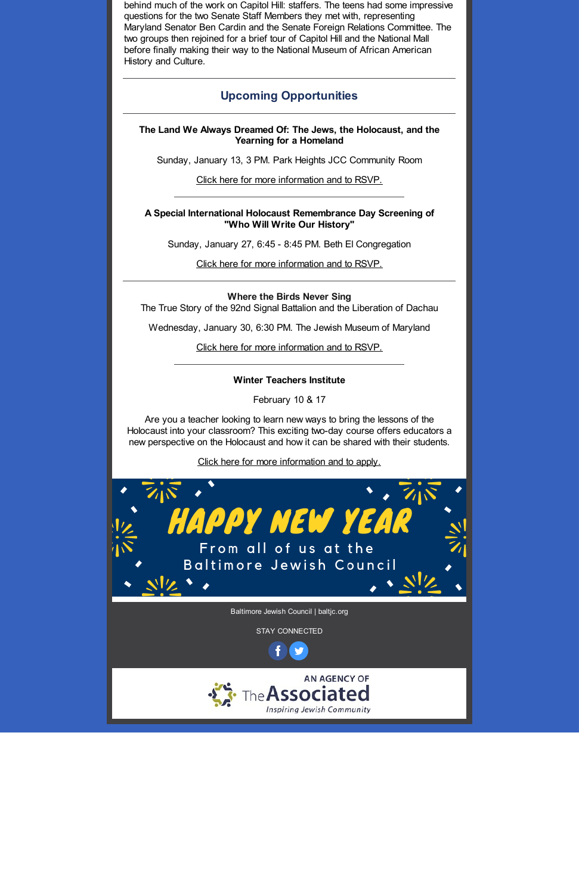behind much of the work on Capitol Hill: staffers. The teens had some impressive questions for the two Senate Staff Members they met with, representing Maryland Senator Ben Cardin and the Senate Foreign Relations Committee. The two groups then rejoined for a brief tour of Capitol Hill and the National Mall before finally making their way to the National Museum of African American History and Culture.

---

## Upcoming Opportunities

---

**The Land We Always Dreamed Of: The Jews, the Holocaust, and the Yearning for a Homeland**

Sunday, January 13, 3 PM. Park Heights JCC Community Room

Click here for more information and to RSVP.

---

**A Special International Holocaust Remembrance Day Screening of "Who Will Write Our History"**

Sunday, January 27, 6:45 - 8:45 PM. Beth El Congregation

Click here for more information and to RSVP.

---

**Where the Birds Never Sing**
The True Story of the 92nd Signal Battalion and the Liberation of Dachau

Wednesday, January 30, 6:30 PM. The Jewish Museum of Maryland

Click here for more information and to RSVP.

---

**Winter Teachers Institute**

February 10 & 17

Are you a teacher looking to learn new ways to bring the lessons of the Holocaust into your classroom? This exciting two-day course offers educators a new perspective on the Holocaust and how it can be shared with their students.

Click here for more information and to apply.

HAPPY NEW YEAR
From all of us at the
Baltimore Jewish Council

Baltimore Jewish Council | baltjc.org

STAY CONNECTED

AN AGENCY OF The Associated
Inspiring Jewish Community